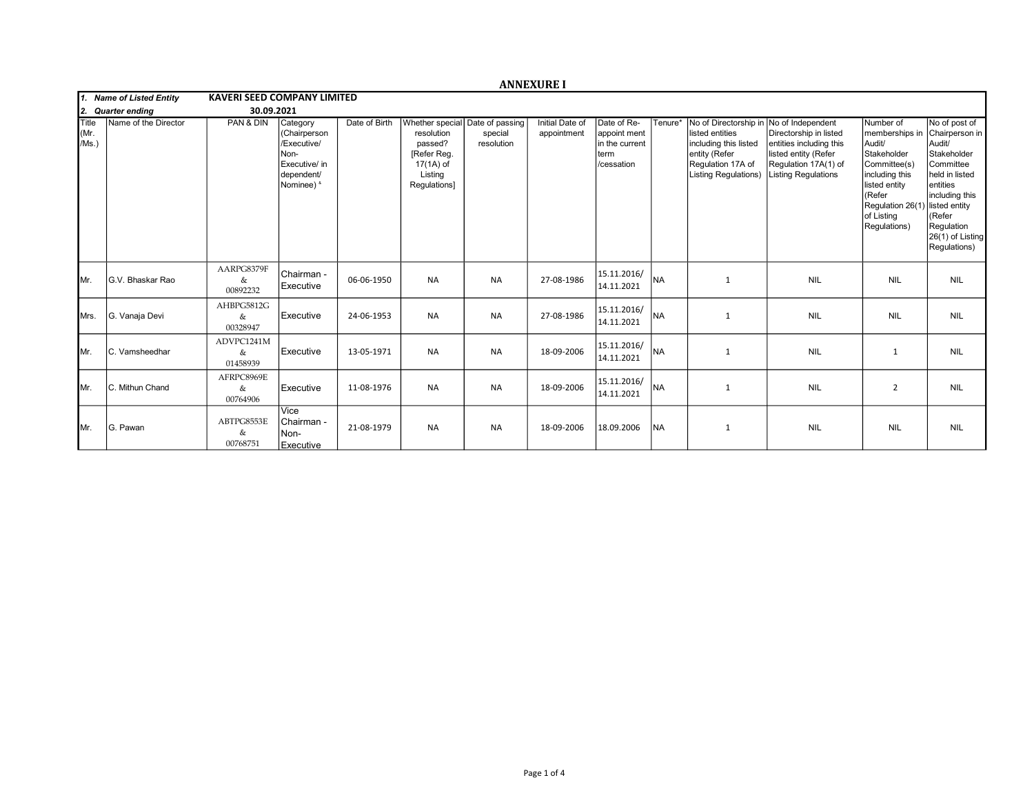## ANNEXURE I

| 1. Name of Listed Entity | KAVERI SEED COMPANY LIMITED | | | | | | | | | | | | |
|---|---|---|---|---|---|---|---|---|---|---|---|---|---|
| 2. Quarter ending | 30.09.2021 | | | | | | | | | | | | |
| Title (Mr. /Ms.) | Name of the Director | PAN & DIN | Category (Chairperson /Executive/ Non-Executive/ in dependent/ Nominee) & | Date of Birth | Whether special resolution passed? [Refer Reg. 17(1A) of Listing Regulations] | Date of passing special resolution | Initial Date of appointment | Date of Re-appoint ment in the current term /cessation | Tenure* | No of Directorship in listed entities including this listed entity (Refer Regulation 17A of Listing Regulations) | No of Independent Directorship in listed entities including this listed entity (Refer Regulation 17A(1) of Listing Regulations | Number of memberships in Audit/ Stakeholder Committee(s) including this listed entity (Refer Regulation 26(1) of Listing Regulations) | No of post of Chairperson in Audit/ Stakeholder Committee held in listed entities including this listed entity (Refer Regulation 26(1) of Listing Regulations) |
| Mr. | G.V. Bhaskar Rao | AARPG8379F & 00892232 | Chairman - Executive | 06-06-1950 | NA | NA | 27-08-1986 | 15.11.2016/ 14.11.2021 | NA | 1 | NIL | NIL | NIL |
| Mrs. | G. Vanaja Devi | AHBPG5812G & 00328947 | Executive | 24-06-1953 | NA | NA | 27-08-1986 | 15.11.2016/ 14.11.2021 | NA | 1 | NIL | NIL | NIL |
| Mr. | C. Vamsheedhar | ADVPC1241M & 01458939 | Executive | 13-05-1971 | NA | NA | 18-09-2006 | 15.11.2016/ 14.11.2021 | NA | 1 | NIL | 1 | NIL |
| Mr. | C. Mithun Chand | AFRPC8969E & 00764906 | Executive | 11-08-1976 | NA | NA | 18-09-2006 | 15.11.2016/ 14.11.2021 | NA | 1 | NIL | 2 | NIL |
| Mr. | G. Pawan | ABTPG8553E & 00768751 | Vice Chairman - Non-Executive | 21-08-1979 | NA | NA | 18-09-2006 | 18.09.2006 | NA | 1 | NIL | NIL | NIL |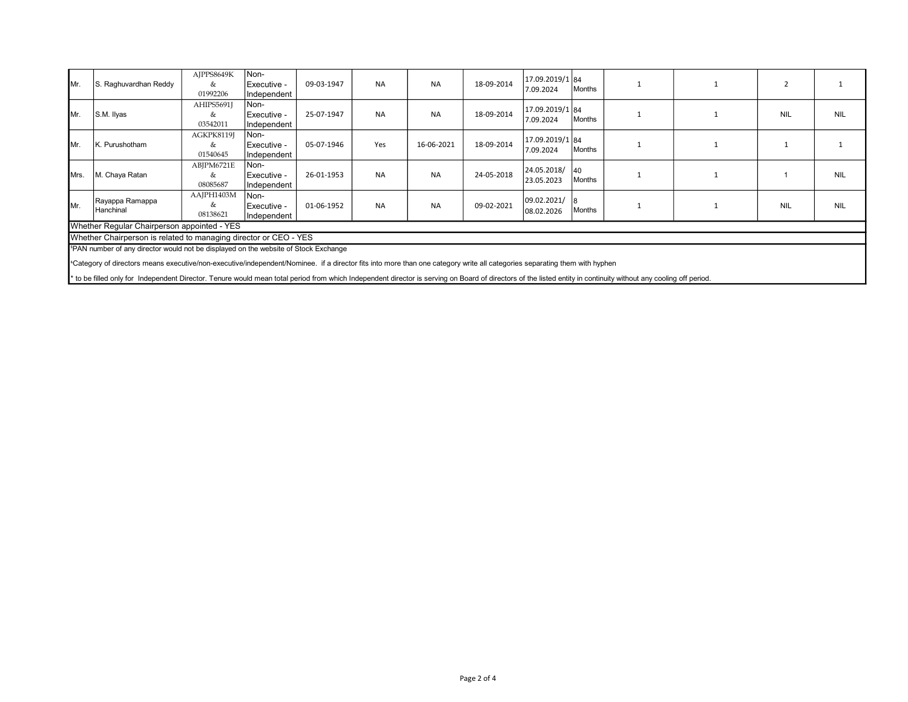| | | | | | | | | | | | | | |
|---|---|---|---|---|---|---|---|---|---|---|---|---|---|
| Mr. | S. Raghuvardhan Reddy | AJPPS8649K & 01992206 | Non-Executive - Independent | 09-03-1947 | NA | NA | 18-09-2014 | 17.09.2019/17.09.2024 | 84 Months | 1 | 1 | 2 | 1 |
| Mr. | S.M. Ilyas | AHIPS5691J & 03542011 | Non-Executive - Independent | 25-07-1947 | NA | NA | 18-09-2014 | 17.09.2019/17.09.2024 | 84 Months | 1 | 1 | NIL | NIL |
| Mr. | K. Purushotham | AGKPK8119J & 01540645 | Non-Executive - Independent | 05-07-1946 | Yes | 16-06-2021 | 18-09-2014 | 17.09.2019/17.09.2024 | 84 Months | 1 | 1 | 1 | 1 |
| Mrs. | M. Chaya Ratan | ABJPM6721E & 08085687 | Non-Executive - Independent | 26-01-1953 | NA | NA | 24-05-2018 | 24.05.2018/23.05.2023 | 40 Months | 1 | 1 | 1 | NIL |
| Mr. | Rayappa Ramappa Hanchinal | AAJPH1403M & 08138621 | Non-Executive - Independent | 01-06-1952 | NA | NA | 09-02-2021 | 09.02.2021/08.02.2026 | 8 Months | 1 | 1 | NIL | NIL |

Whether Regular Chairperson appointed - YES

Whether Chairperson is related to managing director or CEO - YES

[¹]PAN number of any director would not be displayed on the website of Stock Exchange

[²]Category of directors means executive/non-executive/independent/Nominee. if a director fits into more than one category write all categories separating them with hyphen

* to be filled only for Independent Director. Tenure would mean total period from which Independent director is serving on Board of directors of the listed entity in continuity without any cooling off period.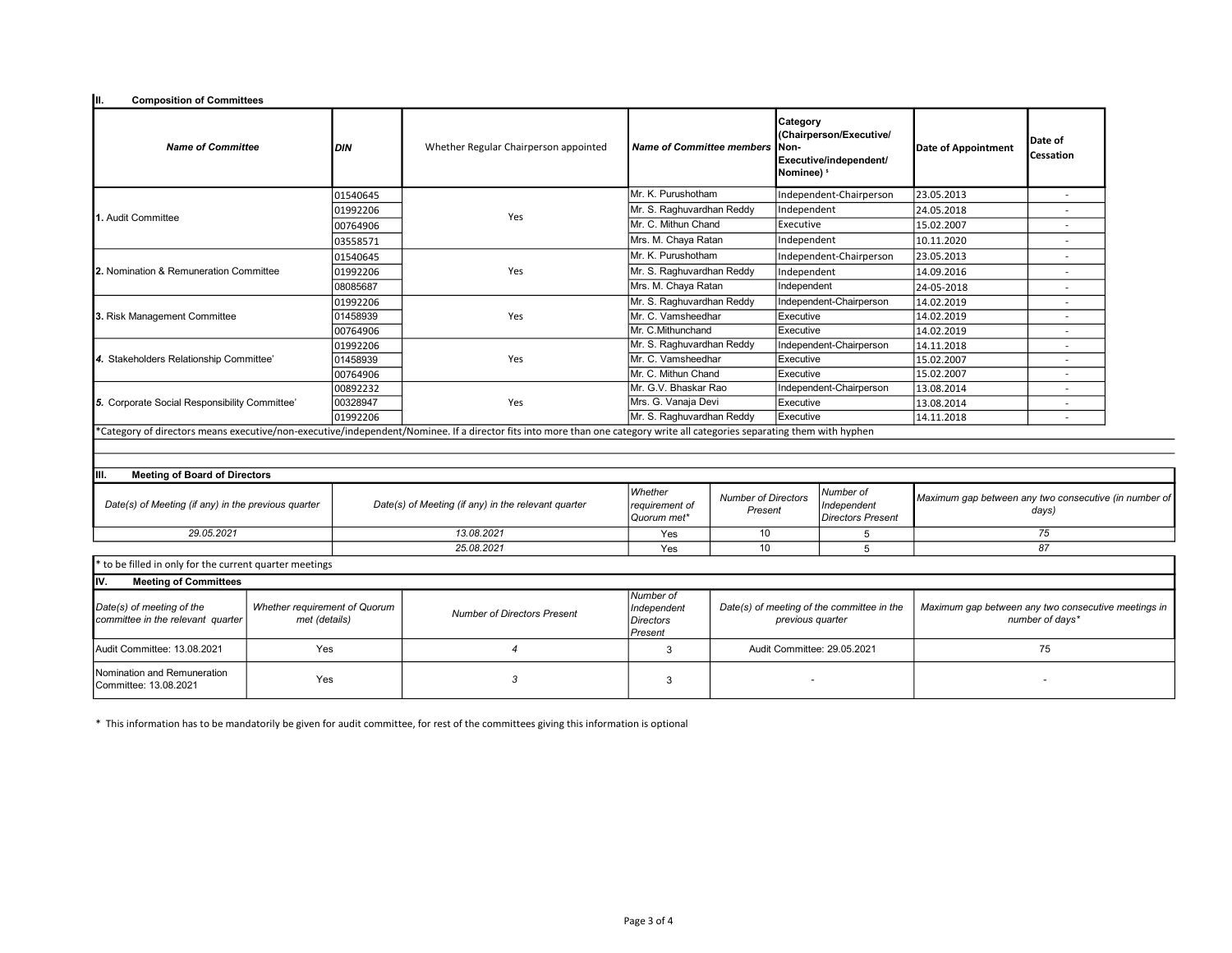## II. Composition of Committees

| Name of Committee | DIN | Whether Regular Chairperson appointed | Name of Committee members | Category (Chairperson/Executive/ Non-Executive/independent/ Nominee) ¹ | Date of Appointment | Date of Cessation |
|---|---|---|---|---|---|---|
| 1. Audit Committee | 01540645 | Yes | Mr. K. Purushotham | Independent-Chairperson | 23.05.2013 | - |
| | 01992206 | | Mr. S. Raghuvardhan Reddy | Independent | 24.05.2018 | - |
| | 00764906 | | Mr. C. Mithun Chand | Executive | 15.02.2007 | - |
| | 03558571 | | Mrs. M. Chaya Ratan | Independent | 10.11.2020 | - |
| 2. Nomination & Remuneration Committee | 01540645 | Yes | Mr. K. Purushotham | Independent-Chairperson | 23.05.2013 | - |
| | 01992206 | | Mr. S. Raghuvardhan Reddy | Independent | 14.09.2016 | - |
| | 08085687 | | Mrs. M. Chaya Ratan | Independent | 24-05-2018 | - |
| 3. Risk Management Committee | 01992206 | Yes | Mr. S. Raghuvardhan Reddy | Independent-Chairperson | 14.02.2019 | - |
| | 01458939 | | Mr. C. Vamsheedhar | Executive | 14.02.2019 | - |
| | 00764906 | | Mr. C.Mithunchand | Executive | 14.02.2019 | - |
| 4. Stakeholders Relationship Committee' | 01992206 | Yes | Mr. S. Raghuvardhan Reddy | Independent-Chairperson | 14.11.2018 | - |
| | 01458939 | | Mr. C. Vamsheedhar | Executive | 15.02.2007 | - |
| | 00764906 | | Mr. C. Mithun Chand | Executive | 15.02.2007 | - |
| 5. Corporate Social Responsibility Committee' | 00892232 | Yes | Mr. G.V. Bhaskar Rao | Independent-Chairperson | 13.08.2014 | - |
| | 00328947 | | Mrs. G. Vanaja Devi | Executive | 13.08.2014 | - |
| | 01992206 | | Mr. S. Raghuvardhan Reddy | Executive | 14.11.2018 | - |

*Category of directors means executive/non-executive/independent/Nominee. If a director fits into more than one category write all categories separating them with hyphen

## III. Meeting of Board of Directors

| Date(s) of Meeting (if any) in the previous quarter | Date(s) of Meeting (if any) in the relevant quarter | Whether requirement of Quorum met* | Number of Directors Present | Number of Independent Directors Present | Maximum gap between any two consecutive (in number of days) |
|---|---|---|---|---|---|
| 29.05.2021 | 13.08.2021 | Yes | 10 | 5 | 75 |
| | 25.08.2021 | Yes | 10 | 5 | 87 |

* to be filled in only for the current quarter meetings

## IV. Meeting of Committees

| Date(s) of meeting of the committee in the relevant quarter | Whether requirement of Quorum met (details) | Number of Directors Present | Number of Independent Directors Present | Date(s) of meeting of the committee in the previous quarter | Maximum gap between any two consecutive meetings in number of days* |
|---|---|---|---|---|---|
| Audit Committee: 13.08.2021 | Yes | 4 | 3 | Audit Committee: 29.05.2021 | 75 |
| Nomination and Remuneration Committee: 13.08.2021 | Yes | 3 | 3 | - | - |

* This information has to be mandatorily be given for audit committee, for rest of the committees giving this information is optional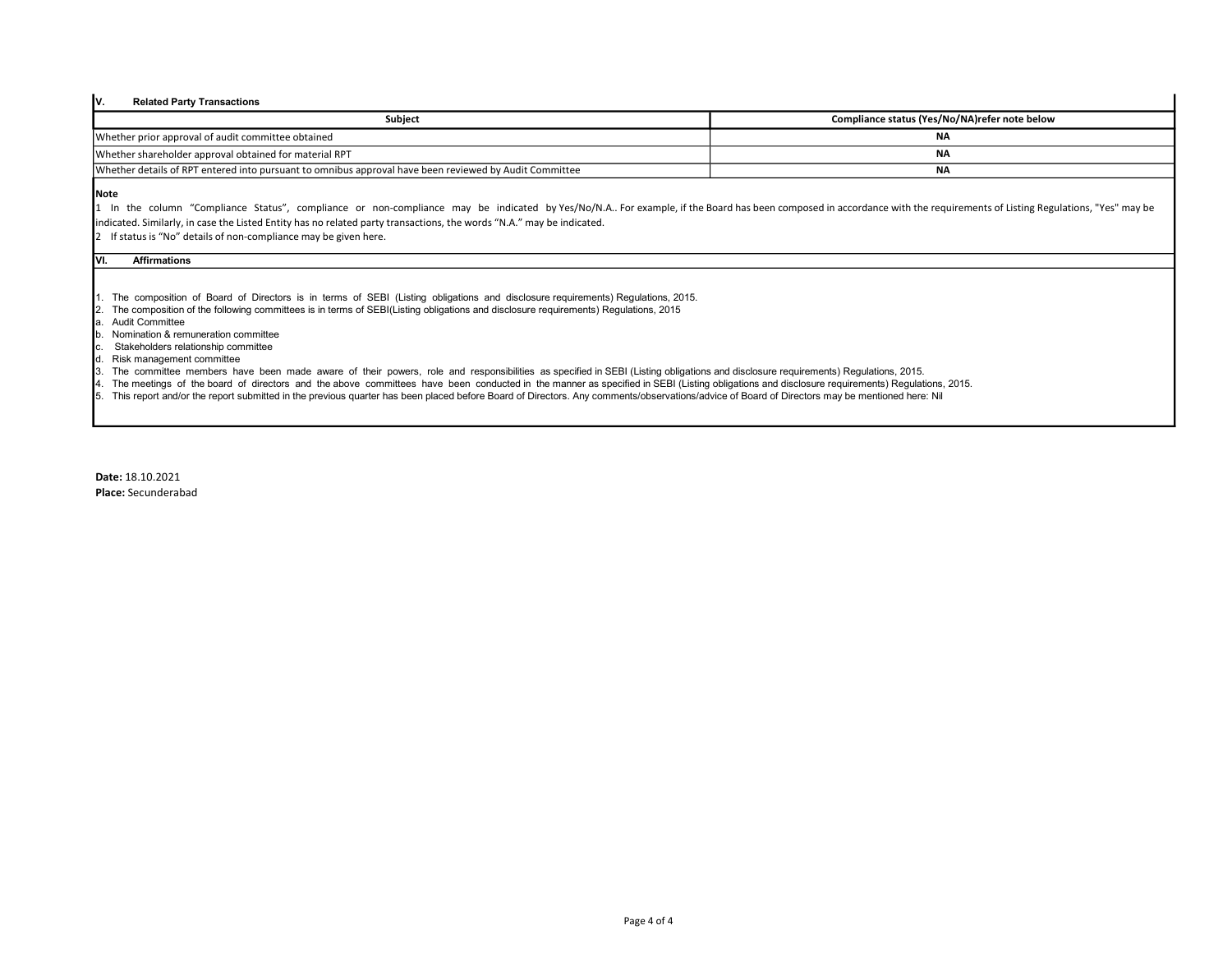### V. Related Party Transactions

| Subject | Compliance status (Yes/No/NA)refer note below |
|---|---|
| Whether prior approval of audit committee obtained | NA |
| Whether shareholder approval obtained for material RPT | NA |
| Whether details of RPT entered into pursuant to omnibus approval have been reviewed by Audit Committee | NA |

**Note**

1 In the column "Compliance Status", compliance or non-compliance may be indicated by Yes/No/N.A.. For example, if the Board has been composed in accordance with the requirements of Listing Regulations, "Yes" may be indicated. Similarly, in case the Listed Entity has no related party transactions, the words "N.A." may be indicated.

2 If status is "No" details of non-compliance may be given here.

### VI. Affirmations

1. The composition of Board of Directors is in terms of SEBI (Listing obligations and disclosure requirements) Regulations, 2015.
2. The composition of the following committees is in terms of SEBI(Listing obligations and disclosure requirements) Regulations, 2015
   a. Audit Committee
   b. Nomination & remuneration committee
   c. Stakeholders relationship committee
   d. Risk management committee
3. The committee members have been made aware of their powers, role and responsibilities as specified in SEBI (Listing obligations and disclosure requirements) Regulations, 2015.
4. The meetings of the board of directors and the above committees have been conducted in the manner as specified in SEBI (Listing obligations and disclosure requirements) Regulations, 2015.
5. This report and/or the report submitted in the previous quarter has been placed before Board of Directors. Any comments/observations/advice of Board of Directors may be mentioned here: Nil

**Date:** 18.10.2021

**Place:** Secunderabad